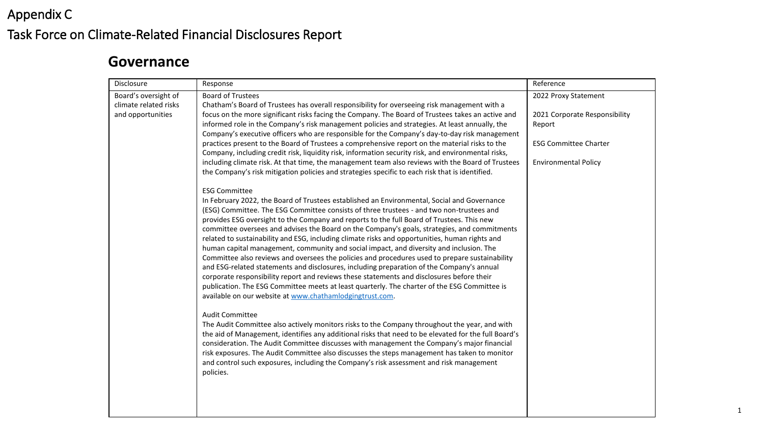# Appendix C

# Task Force on Climate-Related Financial Disclosures Report

## Governance

| Disclosure | Response | Reference |
| --- | --- | --- |
| Board's oversight of climate related risks and opportunities | Board of Trustees<br>Chatham's Board of Trustees has overall responsibility for overseeing risk management with a focus on the more significant risks facing the Company. The Board of Trustees takes an active and informed role in the Company's risk management policies and strategies. At least annually, the Company's executive officers who are responsible for the Company's day-to-day risk management practices present to the Board of Trustees a comprehensive report on the material risks to the Company, including credit risk, liquidity risk, information security risk, and environmental risks, including climate risk. At that time, the management team also reviews with the Board of Trustees the Company's risk mitigation policies and strategies specific to each risk that is identified.<br><br>ESG Committee<br>In February 2022, the Board of Trustees established an Environmental, Social and Governance (ESG) Committee. The ESG Committee consists of three trustees - and two non-trustees and provides ESG oversight to the Company and reports to the full Board of Trustees. This new committee oversees and advises the Board on the Company's goals, strategies, and commitments related to sustainability and ESG, including climate risks and opportunities, human rights and human capital management, community and social impact, and diversity and inclusion. The Committee also reviews and oversees the policies and procedures used to prepare sustainability and ESG-related statements and disclosures, including preparation of the Company's annual corporate responsibility report and reviews these statements and disclosures before their publication. The ESG Committee meets at least quarterly. The charter of the ESG Committee is available on our website at [www.chathamlodgingtrust.com](www.chathamlodgingtrust.com).<br><br>Audit Committee<br>The Audit Committee also actively monitors risks to the Company throughout the year, and with the aid of Management, identifies any additional risks that need to be elevated for the full Board's consideration. The Audit Committee discusses with management the Company's major financial risk exposures. The Audit Committee also discusses the steps management has taken to monitor and control such exposures, including the Company's risk assessment and risk management policies. | 2022 Proxy Statement<br><br>2021 Corporate Responsibility Report<br><br>ESG Committee Charter<br><br>Environmental Policy |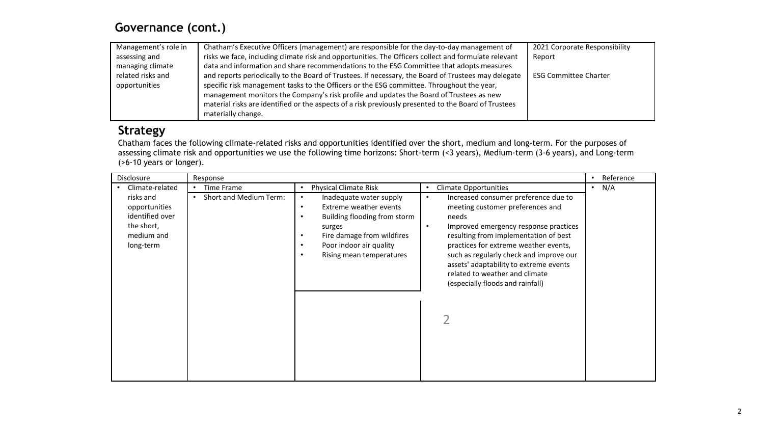## Governance (cont.)

| Management's role in assessing and managing climate related risks and opportunities | Chatham's Executive Officers (management) are responsible for the day-to-day management of risks we face, including climate risk and opportunities. The Officers collect and formulate relevant data and information and share recommendations to the ESG Committee that adopts measures and reports periodically to the Board of Trustees. If necessary, the Board of Trustees may delegate specific risk management tasks to the Officers or the ESG committee. Throughout the year, management monitors the Company's risk profile and updates the Board of Trustees as new material risks are identified or the aspects of a risk previously presented to the Board of Trustees materially change. | 2021 Corporate Responsibility Report<br><br>ESG Committee Charter |
|---|---|---|

## Strategy

Chatham faces the following climate-related risks and opportunities identified over the short, medium and long-term. For the purposes of assessing climate risk and opportunities we use the following time horizons: Short-term (<3 years), Medium-term (3-6 years), and Long-term (>6-10 years or longer).

| Disclosure | Response | | | • Reference |
|---|---|---|---|---|
| • Climate-related risks and opportunities identified over the short, medium and long-term | • Time Frame<br>• Short and Medium Term: | • Physical Climate Risk<br>• Inadequate water supply<br>• Extreme weather events<br>• Building flooding from storm surges<br>• Fire damage from wildfires<br>• Poor indoor air quality<br>• Rising mean temperatures | • Climate Opportunities<br>• Increased consumer preference due to meeting customer preferences and needs<br>• Improved emergency response practices resulting from implementation of best practices for extreme weather events, such as regularly check and improve our assets' adaptability to extreme events related to weather and climate (especially floods and rainfall) | • N/A |
| | | | 2 | |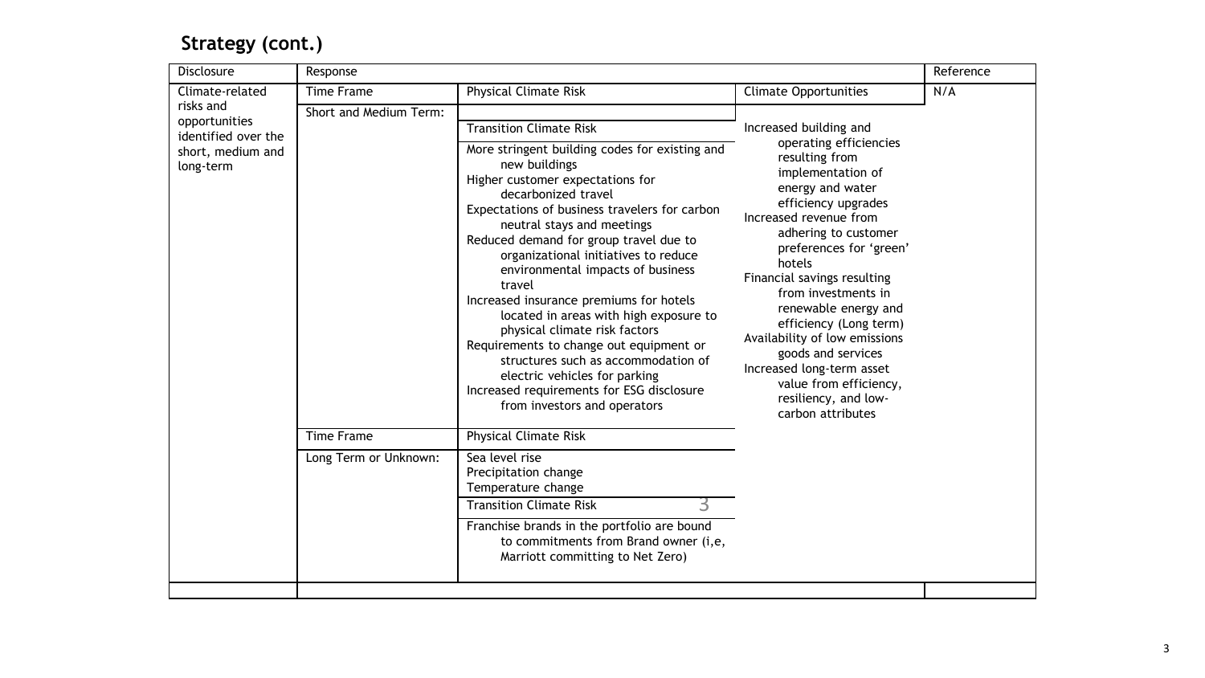## Strategy (cont.)

| Disclosure | Response | | | Reference |
|---|---|---|---|---|
| Climate-related risks and opportunities identified over the short, medium and long-term | Time Frame | Physical Climate Risk | Climate Opportunities | N/A |
| | Short and Medium Term: | | Increased building and operating efficiencies resulting from implementation of energy and water efficiency upgrades<br>Increased revenue from adhering to customer preferences for 'green' hotels<br>Financial savings resulting from investments in renewable energy and efficiency (Long term)<br>Availability of low emissions goods and services<br>Increased long-term asset value from efficiency, resiliency, and low-carbon attributes | |
| | | Transition Climate Risk | | |
| | | More stringent building codes for existing and new buildings<br>Higher customer expectations for decarbonized travel<br>Expectations of business travelers for carbon neutral stays and meetings<br>Reduced demand for group travel due to organizational initiatives to reduce environmental impacts of business travel<br>Increased insurance premiums for hotels located in areas with high exposure to physical climate risk factors<br>Requirements to change out equipment or structures such as accommodation of electric vehicles for parking<br>Increased requirements for ESG disclosure from investors and operators | | |
| | Time Frame | Physical Climate Risk | | |
| | Long Term or Unknown: | Sea level rise<br>Precipitation change<br>Temperature change | | |
| | | Transition Climate Risk | | |
| | | Franchise brands in the portfolio are bound to commitments from Brand owner (i,e, Marriott committing to Net Zero) | | |
| | | | | |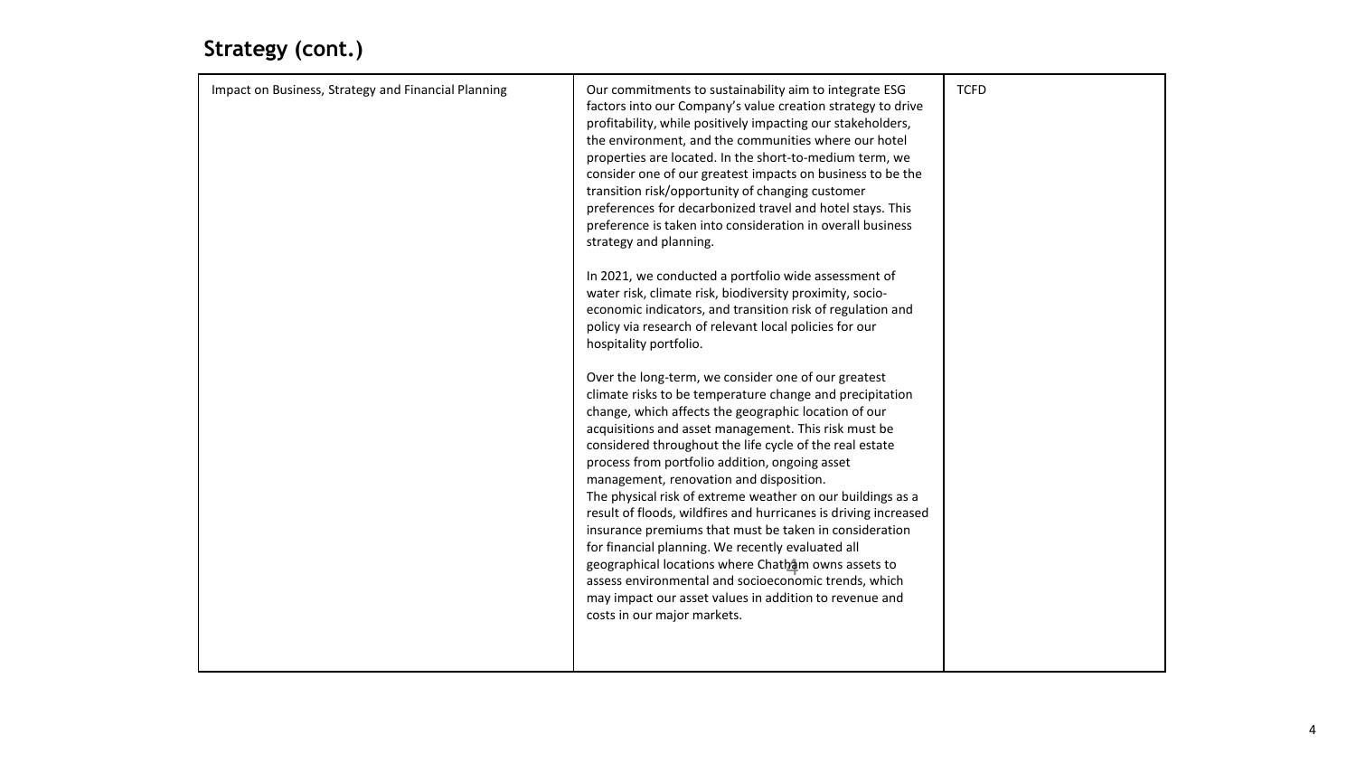## Strategy (cont.)

| | | |
|---|---|---|
| Impact on Business, Strategy and Financial Planning | Our commitments to sustainability aim to integrate ESG factors into our Company's value creation strategy to drive profitability, while positively impacting our stakeholders, the environment, and the communities where our hotel properties are located. In the short-to-medium term, we consider one of our greatest impacts on business to be the transition risk/opportunity of changing customer preferences for decarbonized travel and hotel stays. This preference is taken into consideration in overall business strategy and planning.<br><br>In 2021, we conducted a portfolio wide assessment of water risk, climate risk, biodiversity proximity, socio-economic indicators, and transition risk of regulation and policy via research of relevant local policies for our hospitality portfolio.<br><br>Over the long-term, we consider one of our greatest climate risks to be temperature change and precipitation change, which affects the geographic location of our acquisitions and asset management. This risk must be considered throughout the life cycle of the real estate process from portfolio addition, ongoing asset management, renovation and disposition.<br>The physical risk of extreme weather on our buildings as a result of floods, wildfires and hurricanes is driving increased insurance premiums that must be taken in consideration for financial planning. We recently evaluated all geographical locations where Chatham owns assets to assess environmental and socioeconomic trends, which may impact our asset values in addition to revenue and costs in our major markets. | TCFD |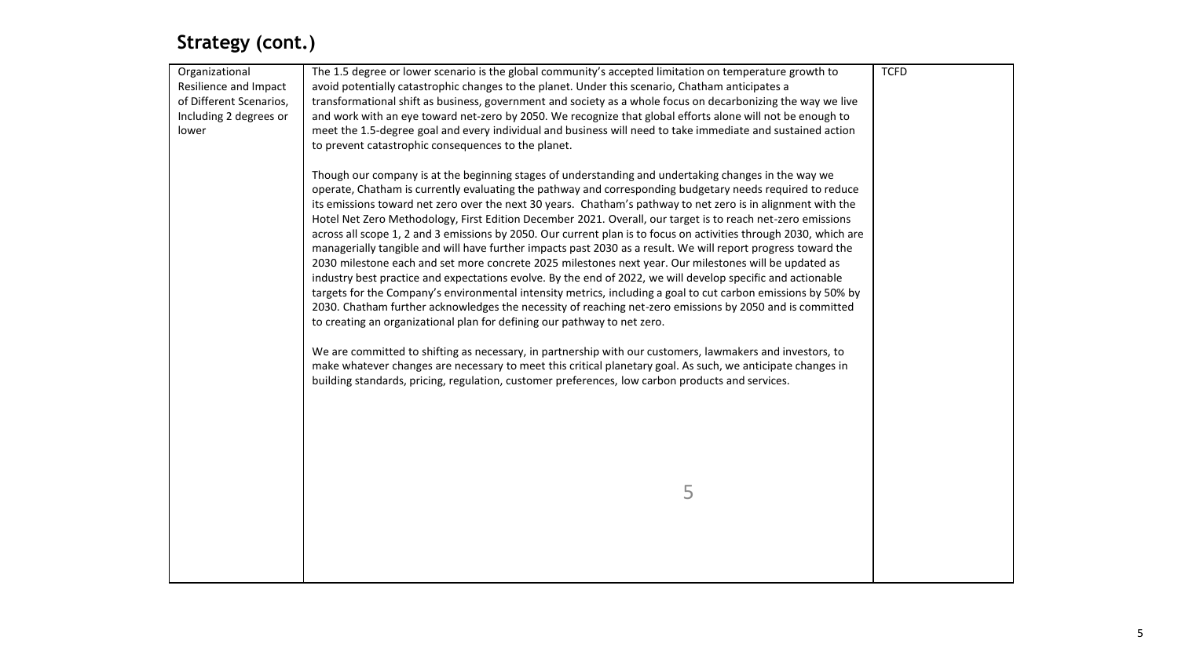## Strategy (cont.)

| | | |
|---|---|---|
| Organizational Resilience and Impact of Different Scenarios, Including 2 degrees or lower | The 1.5 degree or lower scenario is the global community's accepted limitation on temperature growth to avoid potentially catastrophic changes to the planet. Under this scenario, Chatham anticipates a transformational shift as business, government and society as a whole focus on decarbonizing the way we live and work with an eye toward net-zero by 2050. We recognize that global efforts alone will not be enough to meet the 1.5-degree goal and every individual and business will need to take immediate and sustained action to prevent catastrophic consequences to the planet.<br><br>Though our company is at the beginning stages of understanding and undertaking changes in the way we operate, Chatham is currently evaluating the pathway and corresponding budgetary needs required to reduce its emissions toward net zero over the next 30 years. Chatham's pathway to net zero is in alignment with the Hotel Net Zero Methodology, First Edition December 2021. Overall, our target is to reach net-zero emissions across all scope 1, 2 and 3 emissions by 2050. Our current plan is to focus on activities through 2030, which are managerially tangible and will have further impacts past 2030 as a result. We will report progress toward the 2030 milestone each and set more concrete 2025 milestones next year. Our milestones will be updated as industry best practice and expectations evolve. By the end of 2022, we will develop specific and actionable targets for the Company's environmental intensity metrics, including a goal to cut carbon emissions by 50% by 2030. Chatham further acknowledges the necessity of reaching net-zero emissions by 2050 and is committed to creating an organizational plan for defining our pathway to net zero.<br><br>We are committed to shifting as necessary, in partnership with our customers, lawmakers and investors, to make whatever changes are necessary to meet this critical planetary goal. As such, we anticipate changes in building standards, pricing, regulation, customer preferences, low carbon products and services. | TCFD |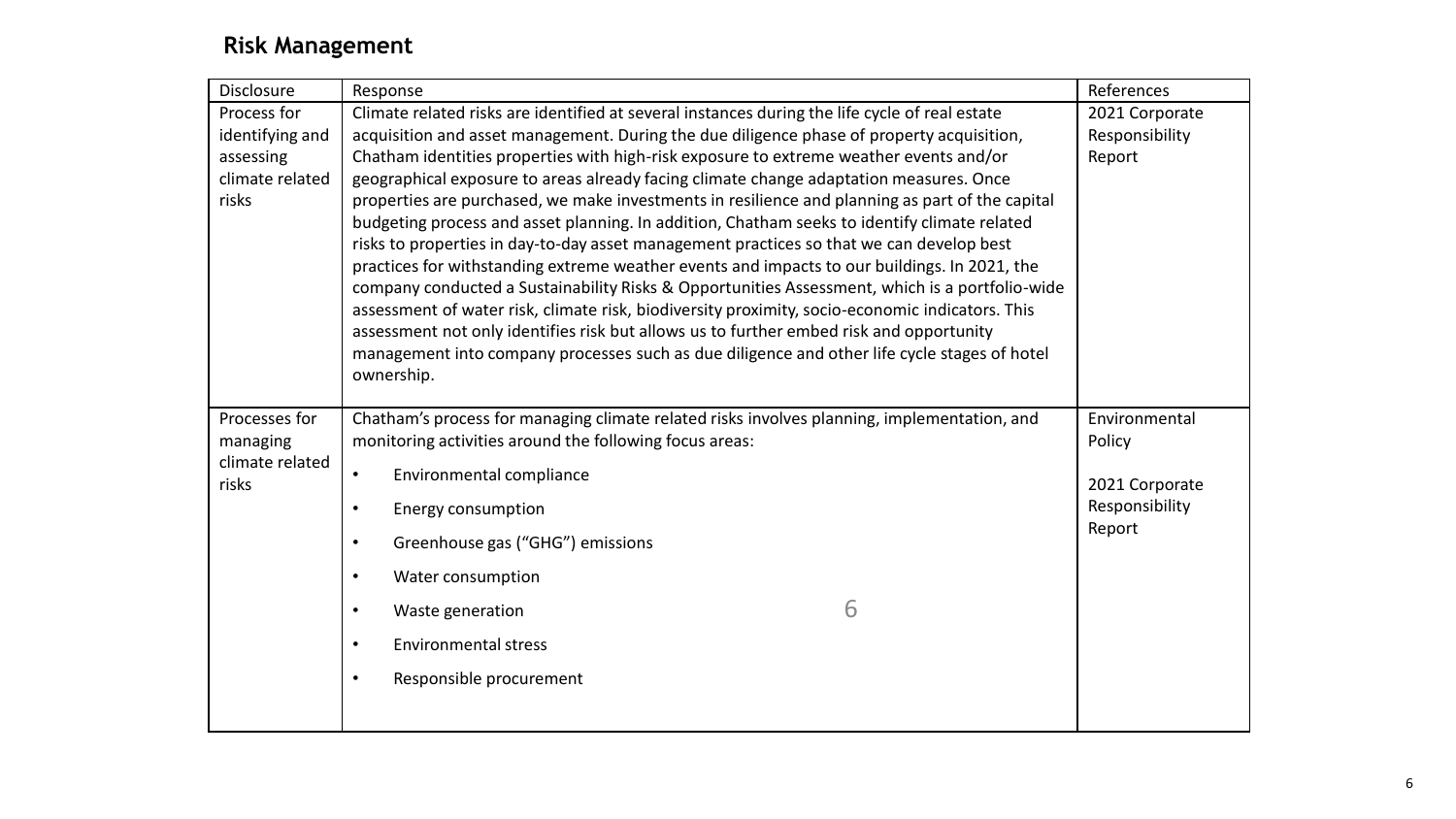## Risk Management

| Disclosure | Response | References |
|---|---|---|
| Process for identifying and assessing climate related risks | Climate related risks are identified at several instances during the life cycle of real estate acquisition and asset management. During the due diligence phase of property acquisition, Chatham identities properties with high-risk exposure to extreme weather events and/or geographical exposure to areas already facing climate change adaptation measures. Once properties are purchased, we make investments in resilience and planning as part of the capital budgeting process and asset planning. In addition, Chatham seeks to identify climate related risks to properties in day-to-day asset management practices so that we can develop best practices for withstanding extreme weather events and impacts to our buildings. In 2021, the company conducted a Sustainability Risks & Opportunities Assessment, which is a portfolio-wide assessment of water risk, climate risk, biodiversity proximity, socio-economic indicators. This assessment not only identifies risk but allows us to further embed risk and opportunity management into company processes such as due diligence and other life cycle stages of hotel ownership. | 2021 Corporate Responsibility Report |
| Processes for managing climate related risks | Chatham's process for managing climate related risks involves planning, implementation, and monitoring activities around the following focus areas:<br>• Environmental compliance<br>• Energy consumption<br>• Greenhouse gas ("GHG") emissions<br>• Water consumption<br>• Waste generation<br>• Environmental stress<br>• Responsible procurement | Environmental Policy<br><br>2021 Corporate Responsibility Report |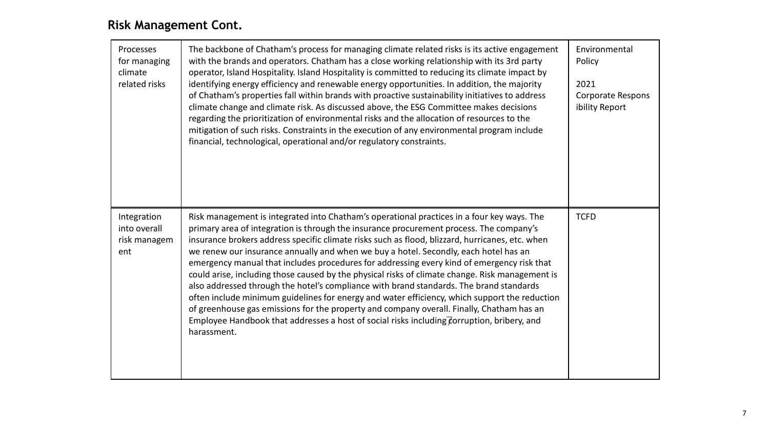## Risk Management Cont.

| | | |
|---|---|---|
| Processes for managing climate related risks | The backbone of Chatham's process for managing climate related risks is its active engagement with the brands and operators. Chatham has a close working relationship with its 3rd party operator, Island Hospitality. Island Hospitality is committed to reducing its climate impact by identifying energy efficiency and renewable energy opportunities. In addition, the majority of Chatham's properties fall within brands with proactive sustainability initiatives to address climate change and climate risk. As discussed above, the ESG Committee makes decisions regarding the prioritization of environmental risks and the allocation of resources to the mitigation of such risks. Constraints in the execution of any environmental program include financial, technological, operational and/or regulatory constraints. | Environmental Policy<br><br>2021 Corporate Responsibility Report |
| Integration into overall risk management | Risk management is integrated into Chatham's operational practices in a four key ways. The primary area of integration is through the insurance procurement process. The company's insurance brokers address specific climate risks such as flood, blizzard, hurricanes, etc. when we renew our insurance annually and when we buy a hotel. Secondly, each hotel has an emergency manual that includes procedures for addressing every kind of emergency risk that could arise, including those caused by the physical risks of climate change. Risk management is also addressed through the hotel's compliance with brand standards. The brand standards often include minimum guidelines for energy and water efficiency, which support the reduction of greenhouse gas emissions for the property and company overall. Finally, Chatham has an Employee Handbook that addresses a host of social risks including corruption, bribery, and harassment. | TCFD |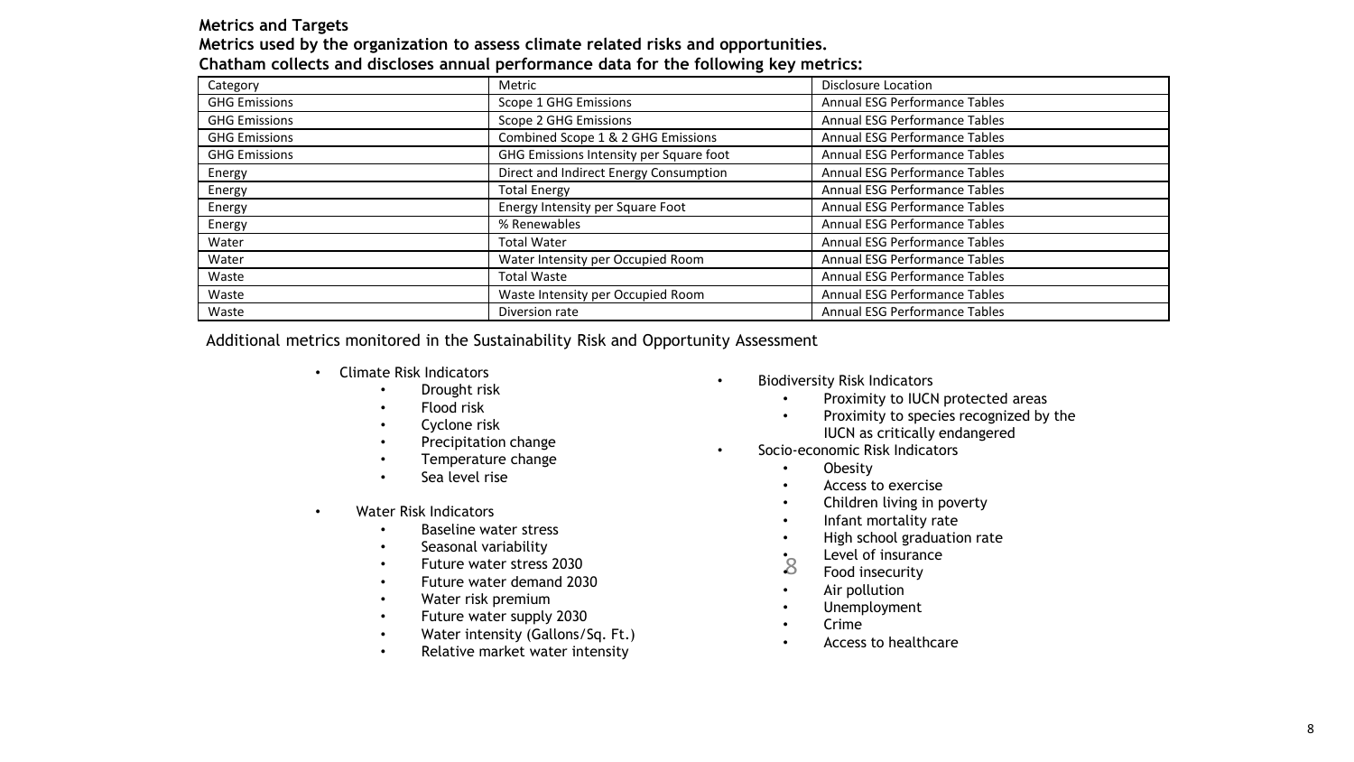**Metrics and Targets**

**Metrics used by the organization to assess climate related risks and opportunities.**

**Chatham collects and discloses annual performance data for the following key metrics:**

| Category | Metric | Disclosure Location |
|---|---|---|
| GHG Emissions | Scope 1 GHG Emissions | Annual ESG Performance Tables |
| GHG Emissions | Scope 2 GHG Emissions | Annual ESG Performance Tables |
| GHG Emissions | Combined Scope 1 & 2 GHG Emissions | Annual ESG Performance Tables |
| GHG Emissions | GHG Emissions Intensity per Square foot | Annual ESG Performance Tables |
| Energy | Direct and Indirect Energy Consumption | Annual ESG Performance Tables |
| Energy | Total Energy | Annual ESG Performance Tables |
| Energy | Energy Intensity per Square Foot | Annual ESG Performance Tables |
| Energy | % Renewables | Annual ESG Performance Tables |
| Water | Total Water | Annual ESG Performance Tables |
| Water | Water Intensity per Occupied Room | Annual ESG Performance Tables |
| Waste | Total Waste | Annual ESG Performance Tables |
| Waste | Waste Intensity per Occupied Room | Annual ESG Performance Tables |
| Waste | Diversion rate | Annual ESG Performance Tables |

Additional metrics monitored in the Sustainability Risk and Opportunity Assessment

- Climate Risk Indicators
  - Drought risk
  - Flood risk
  - Cyclone risk
  - Precipitation change
  - Temperature change
  - Sea level rise
- Water Risk Indicators
  - Baseline water stress
  - Seasonal variability
  - Future water stress 2030
  - Future water demand 2030
  - Water risk premium
  - Future water supply 2030
  - Water intensity (Gallons/Sq. Ft.)
  - Relative market water intensity
- Biodiversity Risk Indicators
  - Proximity to IUCN protected areas
  - Proximity to species recognized by the IUCN as critically endangered
- Socio-economic Risk Indicators
  - Obesity
  - Access to exercise
  - Children living in poverty
  - Infant mortality rate
  - High school graduation rate
  - Level of insurance
  - Food insecurity
  - Air pollution
  - Unemployment
  - Crime
  - Access to healthcare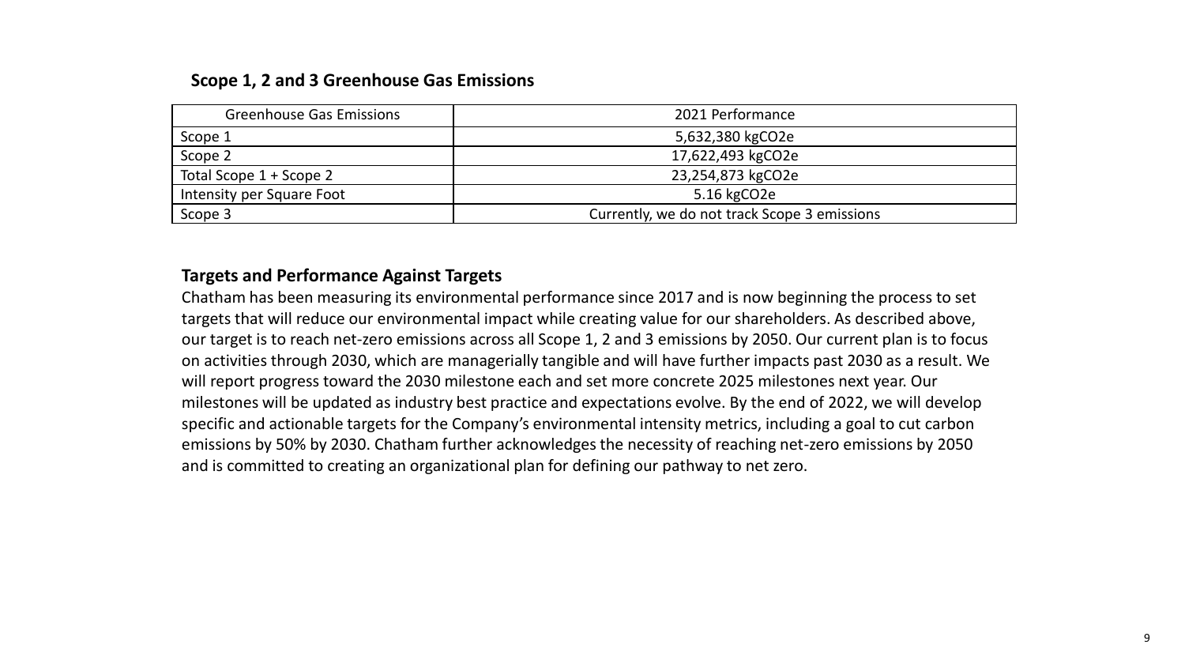### Scope 1, 2 and 3 Greenhouse Gas Emissions

| Greenhouse Gas Emissions | 2021 Performance |
|---|---|
| Scope 1 | 5,632,380 kgCO2e |
| Scope 2 | 17,622,493 kgCO2e |
| Total Scope 1 + Scope 2 | 23,254,873 kgCO2e |
| Intensity per Square Foot | 5.16 kgCO2e |
| Scope 3 | Currently, we do not track Scope 3 emissions |

### Targets and Performance Against Targets

Chatham has been measuring its environmental performance since 2017 and is now beginning the process to set targets that will reduce our environmental impact while creating value for our shareholders. As described above, our target is to reach net-zero emissions across all Scope 1, 2 and 3 emissions by 2050. Our current plan is to focus on activities through 2030, which are managerially tangible and will have further impacts past 2030 as a result. We will report progress toward the 2030 milestone each and set more concrete 2025 milestones next year. Our milestones will be updated as industry best practice and expectations evolve. By the end of 2022, we will develop specific and actionable targets for the Company's environmental intensity metrics, including a goal to cut carbon emissions by 50% by 2030. Chatham further acknowledges the necessity of reaching net-zero emissions by 2050 and is committed to creating an organizational plan for defining our pathway to net zero.